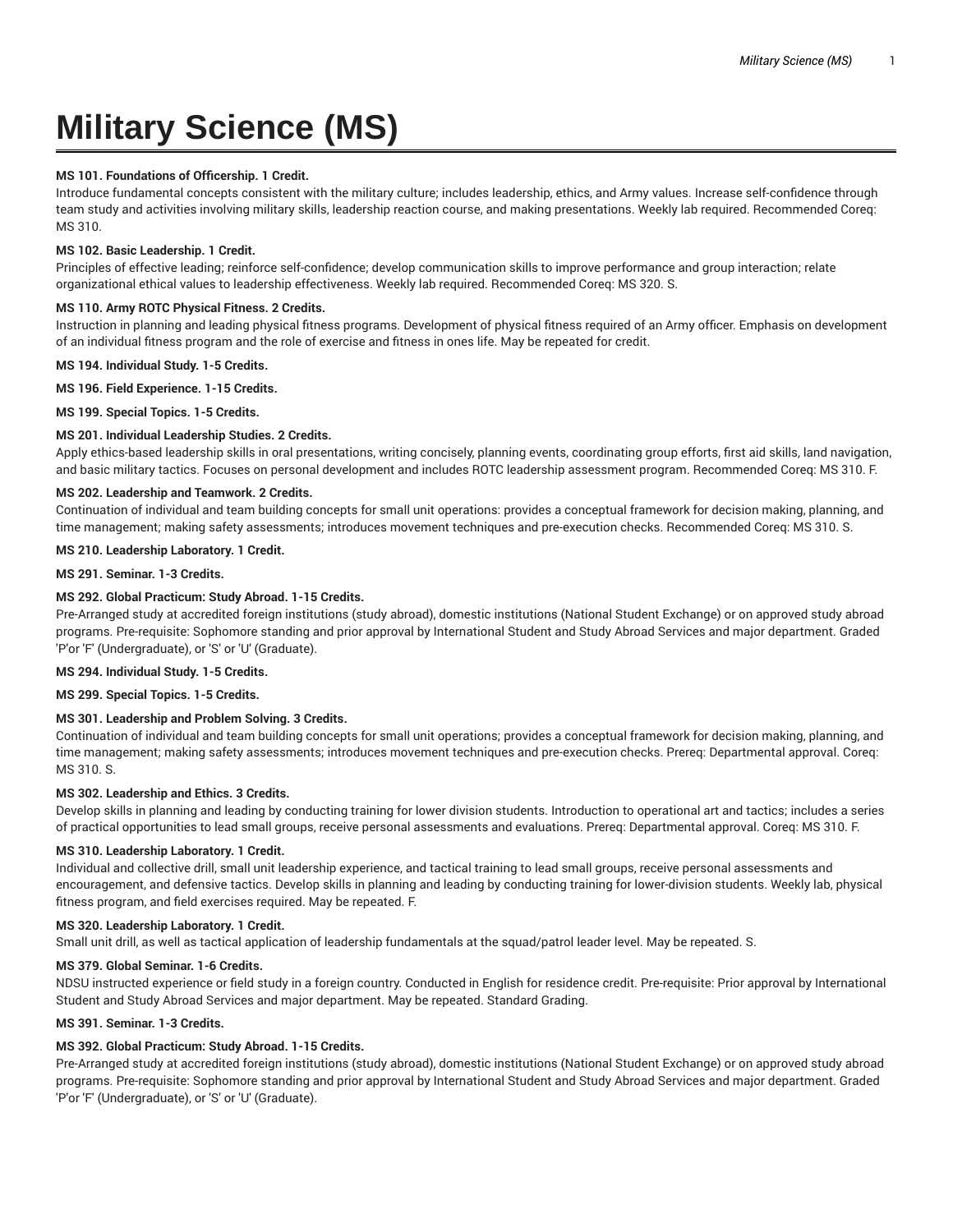# Military Science (MS)

**MS 101. Foundations of Officership. 1 Credit.**
Introduce fundamental concepts consistent with the military culture; includes leadership, ethics, and Army values. Increase self-confidence through team study and activities involving military skills, leadership reaction course, and making presentations. Weekly lab required. Recommended Coreq: MS 310.

**MS 102. Basic Leadership. 1 Credit.**
Principles of effective leading; reinforce self-confidence; develop communication skills to improve performance and group interaction; relate organizational ethical values to leadership effectiveness. Weekly lab required. Recommended Coreq: MS 320. S.

**MS 110. Army ROTC Physical Fitness. 2 Credits.**
Instruction in planning and leading physical fitness programs. Development of physical fitness required of an Army officer. Emphasis on development of an individual fitness program and the role of exercise and fitness in ones life. May be repeated for credit.

**MS 194. Individual Study. 1-5 Credits.**

**MS 196. Field Experience. 1-15 Credits.**

**MS 199. Special Topics. 1-5 Credits.**

**MS 201. Individual Leadership Studies. 2 Credits.**
Apply ethics-based leadership skills in oral presentations, writing concisely, planning events, coordinating group efforts, first aid skills, land navigation, and basic military tactics. Focuses on personal development and includes ROTC leadership assessment program. Recommended Coreq: MS 310. F.

**MS 202. Leadership and Teamwork. 2 Credits.**
Continuation of individual and team building concepts for small unit operations: provides a conceptual framework for decision making, planning, and time management; making safety assessments; introduces movement techniques and pre-execution checks. Recommended Coreq: MS 310. S.

**MS 210. Leadership Laboratory. 1 Credit.**

**MS 291. Seminar. 1-3 Credits.**

**MS 292. Global Practicum: Study Abroad. 1-15 Credits.**
Pre-Arranged study at accredited foreign institutions (study abroad), domestic institutions (National Student Exchange) or on approved study abroad programs. Pre-requisite: Sophomore standing and prior approval by International Student and Study Abroad Services and major department. Graded 'P'or 'F' (Undergraduate), or 'S' or 'U' (Graduate).

**MS 294. Individual Study. 1-5 Credits.**

**MS 299. Special Topics. 1-5 Credits.**

**MS 301. Leadership and Problem Solving. 3 Credits.**
Continuation of individual and team building concepts for small unit operations; provides a conceptual framework for decision making, planning, and time management; making safety assessments; introduces movement techniques and pre-execution checks. Prereq: Departmental approval. Coreq: MS 310. S.

**MS 302. Leadership and Ethics. 3 Credits.**
Develop skills in planning and leading by conducting training for lower division students. Introduction to operational art and tactics; includes a series of practical opportunities to lead small groups, receive personal assessments and evaluations. Prereq: Departmental approval. Coreq: MS 310. F.

**MS 310. Leadership Laboratory. 1 Credit.**
Individual and collective drill, small unit leadership experience, and tactical training to lead small groups, receive personal assessments and encouragement, and defensive tactics. Develop skills in planning and leading by conducting training for lower-division students. Weekly lab, physical fitness program, and field exercises required. May be repeated. F.

**MS 320. Leadership Laboratory. 1 Credit.**
Small unit drill, as well as tactical application of leadership fundamentals at the squad/patrol leader level. May be repeated. S.

**MS 379. Global Seminar. 1-6 Credits.**
NDSU instructed experience or field study in a foreign country. Conducted in English for residence credit. Pre-requisite: Prior approval by International Student and Study Abroad Services and major department. May be repeated. Standard Grading.

**MS 391. Seminar. 1-3 Credits.**

**MS 392. Global Practicum: Study Abroad. 1-15 Credits.**
Pre-Arranged study at accredited foreign institutions (study abroad), domestic institutions (National Student Exchange) or on approved study abroad programs. Pre-requisite: Sophomore standing and prior approval by International Student and Study Abroad Services and major department. Graded 'P'or 'F' (Undergraduate), or 'S' or 'U' (Graduate).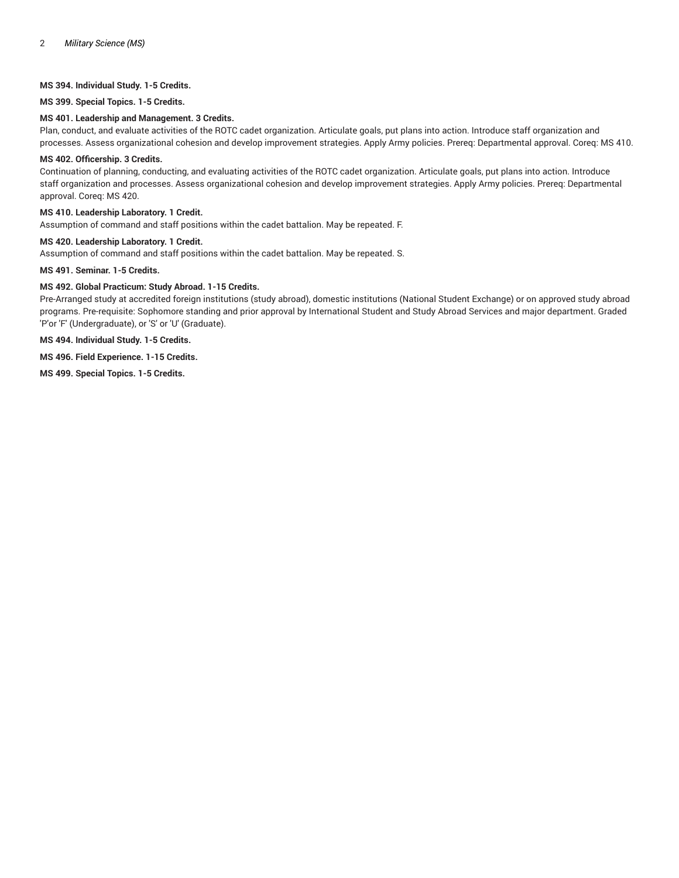**MS 394. Individual Study. 1-5 Credits.**

**MS 399. Special Topics. 1-5 Credits.**

**MS 401. Leadership and Management. 3 Credits.**

Plan, conduct, and evaluate activities of the ROTC cadet organization. Articulate goals, put plans into action. Introduce staff organization and processes. Assess organizational cohesion and develop improvement strategies. Apply Army policies. Prereq: Departmental approval. Coreq: MS 410.

**MS 402. Officership. 3 Credits.**

Continuation of planning, conducting, and evaluating activities of the ROTC cadet organization. Articulate goals, put plans into action. Introduce staff organization and processes. Assess organizational cohesion and develop improvement strategies. Apply Army policies. Prereq: Departmental approval. Coreq: MS 420.

**MS 410. Leadership Laboratory. 1 Credit.**

Assumption of command and staff positions within the cadet battalion. May be repeated. F.

**MS 420. Leadership Laboratory. 1 Credit.**

Assumption of command and staff positions within the cadet battalion. May be repeated. S.

**MS 491. Seminar. 1-5 Credits.**

**MS 492. Global Practicum: Study Abroad. 1-15 Credits.**

Pre-Arranged study at accredited foreign institutions (study abroad), domestic institutions (National Student Exchange) or on approved study abroad programs. Pre-requisite: Sophomore standing and prior approval by International Student and Study Abroad Services and major department. Graded 'P'or 'F' (Undergraduate), or 'S' or 'U' (Graduate).

**MS 494. Individual Study. 1-5 Credits.**

**MS 496. Field Experience. 1-15 Credits.**

**MS 499. Special Topics. 1-5 Credits.**